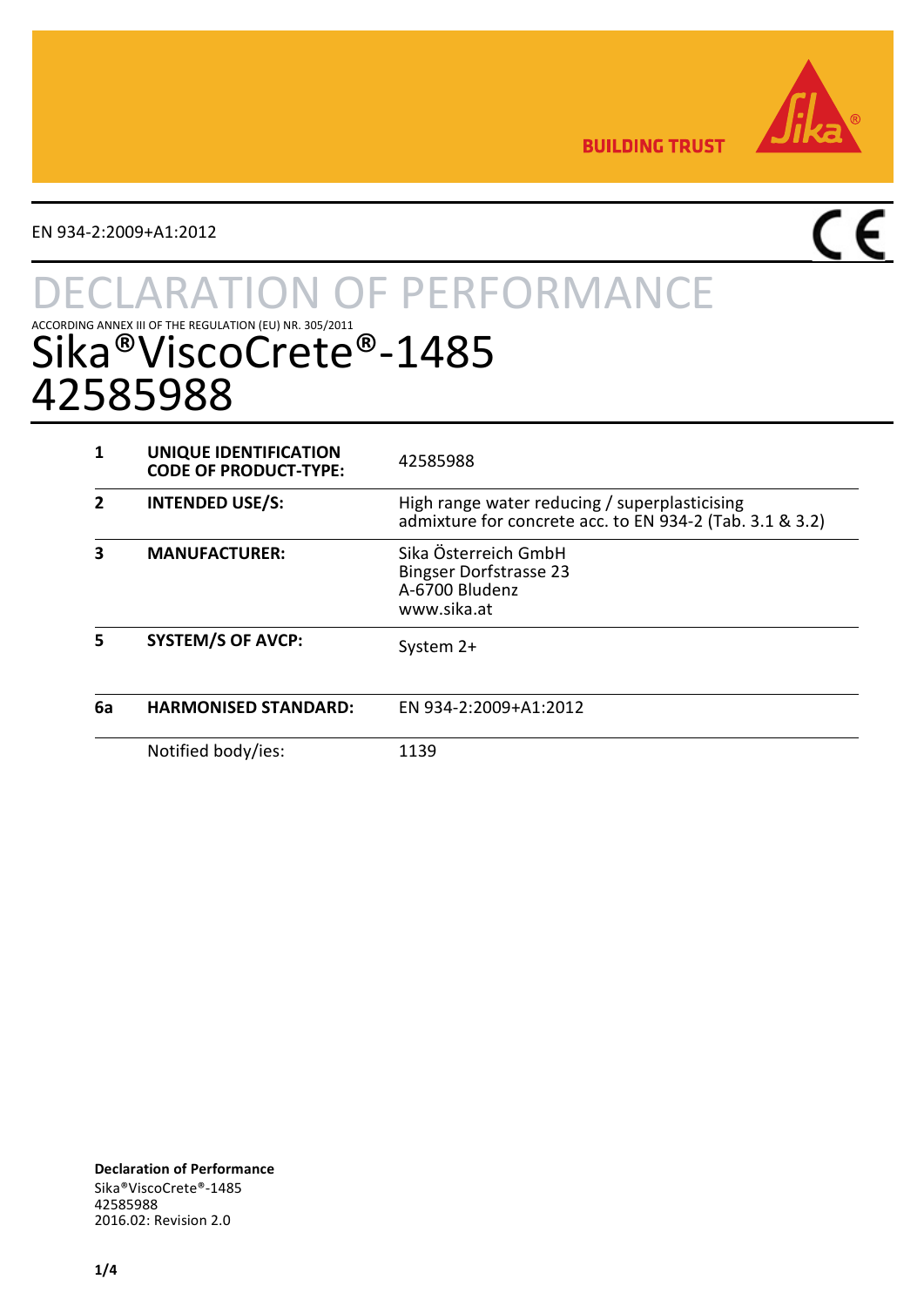BUILDING TRUST

EN 934-2:2009+A1:2012

# DECLARATION OF PERFORMANCE

ACCORDING ANNEX III OF THE REGULATION (EU) NR. 305/2011

## Sika®ViscoCrete®-1485
## 42585988

| | | |
|---|---|---|
| **1** | **UNIQUE IDENTIFICATION CODE OF PRODUCT-TYPE:** | 42585988 |
| **2** | **INTENDED USE/S:** | High range water reducing / superplasticising admixture for concrete acc. to EN 934-2 (Tab. 3.1 & 3.2) |
| **3** | **MANUFACTURER:** | Sika Österreich GmbH<br>Bingser Dorfstrasse 23<br>A-6700 Bludenz<br>www.sika.at |
| **5** | **SYSTEM/S OF AVCP:** | System 2+ |
| **6a** | **HARMONISED STANDARD:** | EN 934-2:2009+A1:2012 |
| | Notified body/ies: | 1139 |

**Declaration of Performance**
Sika®ViscoCrete®-1485
42585988
2016.02: Revision 2.0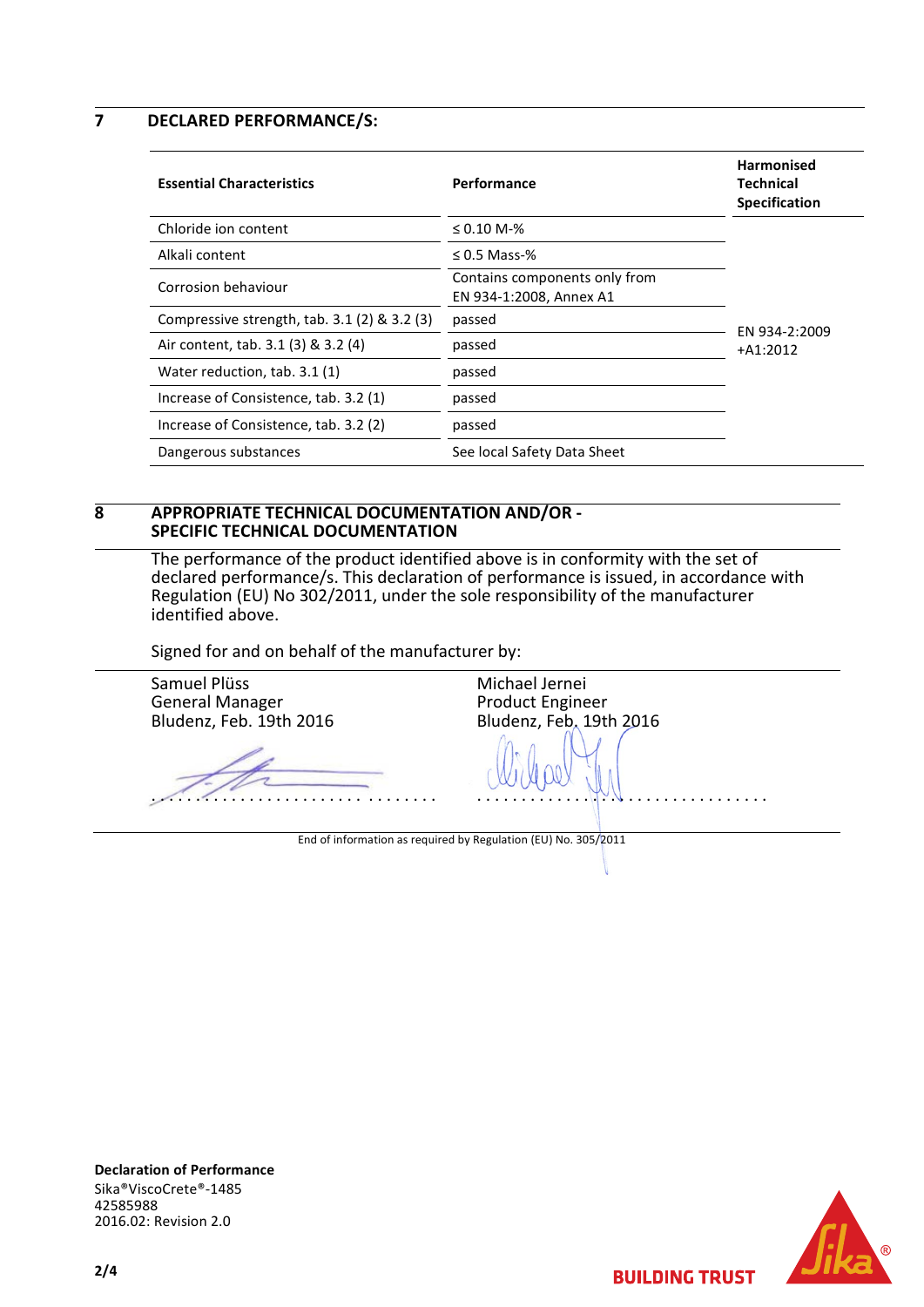## 7 DECLARED PERFORMANCE/S:

| Essential Characteristics | Performance | Harmonised Technical Specification |
|---|---|---|
| Chloride ion content | ≤ 0.10 M-% | EN 934-2:2009 +A1:2012 |
| Alkali content | ≤ 0.5 Mass-% | |
| Corrosion behaviour | Contains components only from EN 934-1:2008, Annex A1 | |
| Compressive strength, tab. 3.1 (2) & 3.2 (3) | passed | |
| Air content, tab. 3.1 (3) & 3.2 (4) | passed | |
| Water reduction, tab. 3.1 (1) | passed | |
| Increase of Consistence, tab. 3.2 (1) | passed | |
| Increase of Consistence, tab. 3.2 (2) | passed | |
| Dangerous substances | See local Safety Data Sheet | |

## 8 APPROPRIATE TECHNICAL DOCUMENTATION AND/OR - SPECIFIC TECHNICAL DOCUMENTATION

The performance of the product identified above is in conformity with the set of declared performance/s. This declaration of performance is issued, in accordance with Regulation (EU) No 302/2011, under the sole responsibility of the manufacturer identified above.

Signed for and on behalf of the manufacturer by:

| | |
|---|---|
| Samuel Plüss<br>General Manager<br>Bludenz, Feb. 19th 2016 | Michael Jernei<br>Product Engineer<br>Bludenz, Feb. 19th 2016 |
| ................................ | ................................ |

End of information as required by Regulation (EU) No. 305/2011

**Declaration of Performance**
Sika®ViscoCrete®-1485
42585988
2016.02: Revision 2.0

BUILDING TRUST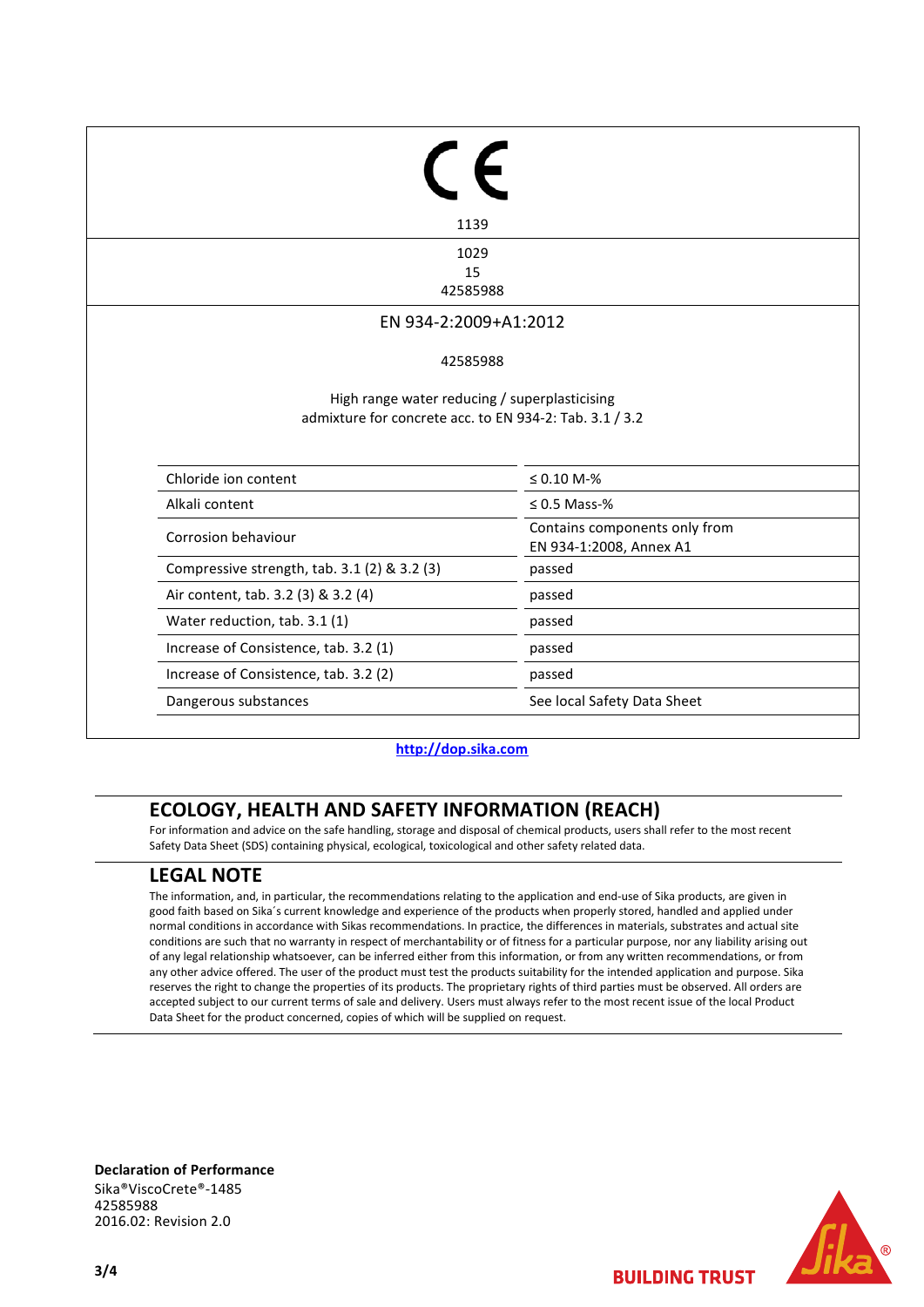CE

1139

1029
15
42585988

EN 934-2:2009+A1:2012

42585988

High range water reducing / superplasticising
admixture for concrete acc. to EN 934-2: Tab. 3.1 / 3.2

| | |
|---|---|
| Chloride ion content | ≤ 0.10 M-% |
| Alkali content | ≤ 0.5 Mass-% |
| Corrosion behaviour | Contains components only from EN 934-1:2008, Annex A1 |
| Compressive strength, tab. 3.1 (2) & 3.2 (3) | passed |
| Air content, tab. 3.2 (3) & 3.2 (4) | passed |
| Water reduction, tab. 3.1 (1) | passed |
| Increase of Consistence, tab. 3.2 (1) | passed |
| Increase of Consistence, tab. 3.2 (2) | passed |
| Dangerous substances | See local Safety Data Sheet |

http://dop.sika.com

## ECOLOGY, HEALTH AND SAFETY INFORMATION (REACH)

For information and advice on the safe handling, storage and disposal of chemical products, users shall refer to the most recent Safety Data Sheet (SDS) containing physical, ecological, toxicological and other safety related data.

## LEGAL NOTE

The information, and, in particular, the recommendations relating to the application and end-use of Sika products, are given in good faith based on Sika´s current knowledge and experience of the products when properly stored, handled and applied under normal conditions in accordance with Sikas recommendations. In practice, the differences in materials, substrates and actual site conditions are such that no warranty in respect of merchantability or of fitness for a particular purpose, nor any liability arising out of any legal relationship whatsoever, can be inferred either from this information, or from any written recommendations, or from any other advice offered. The user of the product must test the products suitability for the intended application and purpose. Sika reserves the right to change the properties of its products. The proprietary rights of third parties must be observed. All orders are accepted subject to our current terms of sale and delivery. Users must always refer to the most recent issue of the local Product Data Sheet for the product concerned, copies of which will be supplied on request.

**Declaration of Performance**
Sika®ViscoCrete®-1485
42585988
2016.02: Revision 2.0

BUILDING TRUST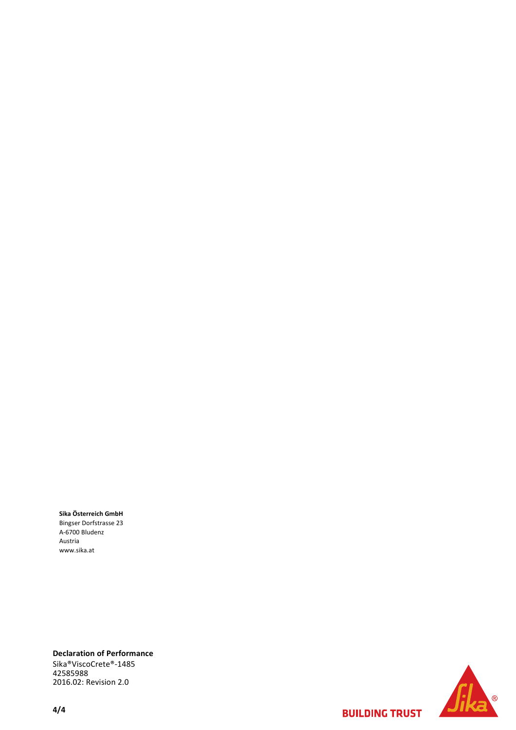**Sika Österreich GmbH**
Bingser Dorfstrasse 23
A-6700 Bludenz
Austria
www.sika.at

**Declaration of Performance**
Sika®ViscoCrete®-1485
42585988
2016.02: Revision 2.0

BUILDING TRUST